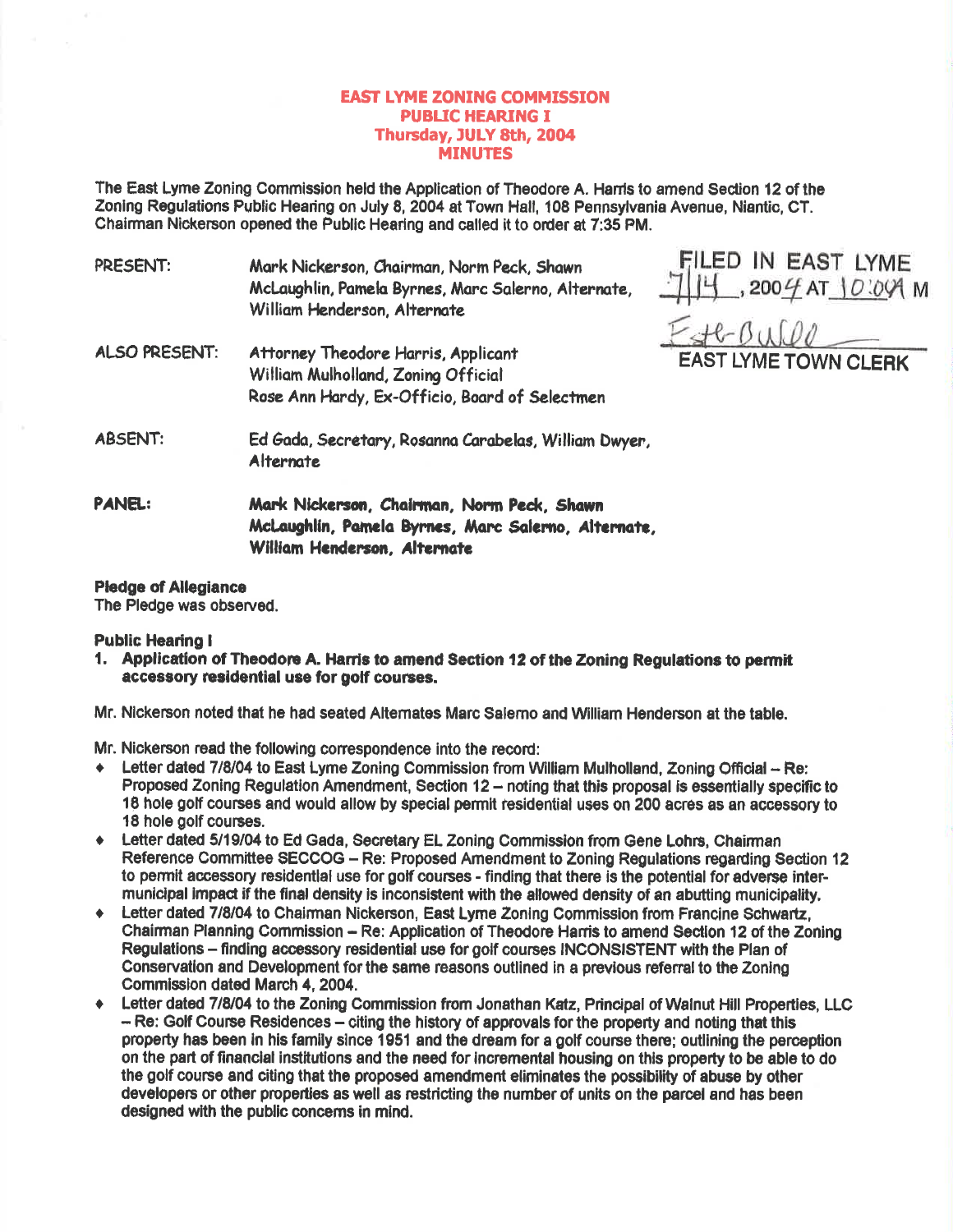# EAST LYME ZONING COMMISSION
## PUBLIC HEARING I
## Thursday, JULY 8th, 2004
## MINUTES

The East Lyme Zoning Commission held the Application of Theodore A. Harris to amend Section 12 of the Zoning Regulations Public Hearing on July 8, 2004 at Town Hall, 108 Pennsylvania Avenue, Niantic, CT. Chairman Nickerson opened the Public Hearing and called it to order at 7:35 PM.

FILED IN EAST LYME
7/14, 2004 AT 10:04A M
Esther Bulli
EAST LYME TOWN CLERK

PRESENT: Mark Nickerson, Chairman, Norm Peck, Shawn McLaughlin, Pamela Byrnes, Marc Salerno, Alternate, William Henderson, Alternate

ALSO PRESENT: Attorney Theodore Harris, Applicant
William Mulholland, Zoning Official
Rose Ann Hardy, Ex-Officio, Board of Selectmen

ABSENT: Ed Gada, Secretary, Rosanna Carabelas, William Dwyer, Alternate

**PANEL: Mark Nickerson, Chairman, Norm Peck, Shawn McLaughlin, Pamela Byrnes, Marc Salerno, Alternate, William Henderson, Alternate**

**Pledge of Allegiance**
The Pledge was observed.

**Public Hearing I**

1. **Application of Theodore A. Harris to amend Section 12 of the Zoning Regulations to permit accessory residential use for golf courses.**

Mr. Nickerson noted that he had seated Alternates Marc Salerno and William Henderson at the table.

Mr. Nickerson read the following correspondence into the record:

- Letter dated 7/8/04 to East Lyme Zoning Commission from William Mulholland, Zoning Official – Re: Proposed Zoning Regulation Amendment, Section 12 – noting that this proposal is essentially specific to 18 hole golf courses and would allow by special permit residential uses on 200 acres as an accessory to 18 hole golf courses.
- Letter dated 5/19/04 to Ed Gada, Secretary EL Zoning Commission from Gene Lohrs, Chairman Reference Committee SECCOG – Re: Proposed Amendment to Zoning Regulations regarding Section 12 to permit accessory residential use for golf courses - finding that there is the potential for adverse inter-municipal impact if the final density is inconsistent with the allowed density of an abutting municipality.
- Letter dated 7/8/04 to Chairman Nickerson, East Lyme Zoning Commission from Francine Schwartz, Chairman Planning Commission – Re: Application of Theodore Harris to amend Section 12 of the Zoning Regulations – finding accessory residential use for golf courses INCONSISTENT with the Plan of Conservation and Development for the same reasons outlined in a previous referral to the Zoning Commission dated March 4, 2004.
- Letter dated 7/8/04 to the Zoning Commission from Jonathan Katz, Principal of Walnut Hill Properties, LLC – Re: Golf Course Residences – citing the history of approvals for the property and noting that this property has been in his family since 1951 and the dream for a golf course there; outlining the perception on the part of financial institutions and the need for incremental housing on this property to be able to do the golf course and citing that the proposed amendment eliminates the possibility of abuse by other developers or other properties as well as restricting the number of units on the parcel and has been designed with the public concerns in mind.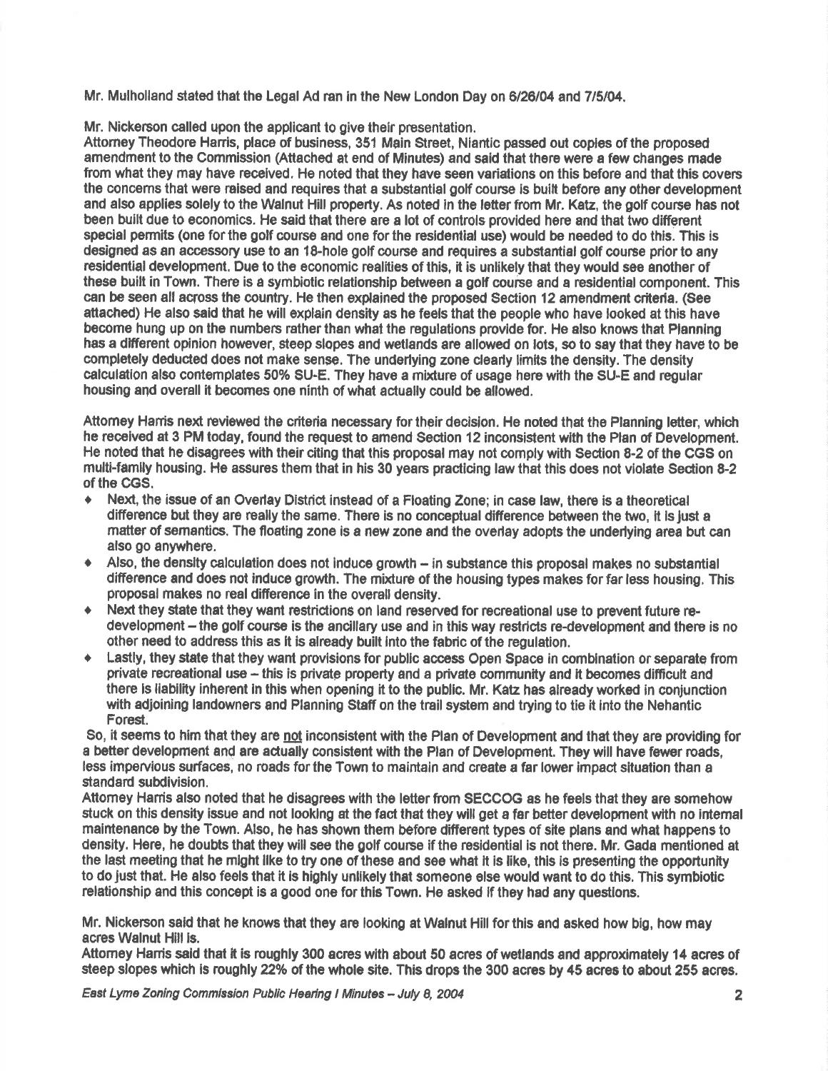Mr. Mulholland stated that the Legal Ad ran in the New London Day on 6/26/04 and 7/5/04.

Mr. Nickerson called upon the applicant to give their presentation.

Attorney Theodore Harris, place of business, 351 Main Street, Niantic passed out copies of the proposed amendment to the Commission (Attached at end of Minutes) and said that there were a few changes made from what they may have received. He noted that they have seen variations on this before and that this covers the concerns that were raised and requires that a substantial golf course is built before any other development and also applies solely to the Walnut Hill property. As noted in the letter from Mr. Katz, the golf course has not been built due to economics. He said that there are a lot of controls provided here and that two different special permits (one for the golf course and one for the residential use) would be needed to do this. This is designed as an accessory use to an 18-hole golf course and requires a substantial golf course prior to any residential development. Due to the economic realities of this, it is unlikely that they would see another of these built in Town. There is a symbiotic relationship between a golf course and a residential component. This can be seen all across the country. He then explained the proposed Section 12 amendment criteria. (See attached) He also said that he will explain density as he feels that the people who have looked at this have become hung up on the numbers rather than what the regulations provide for. He also knows that Planning has a different opinion however, steep slopes and wetlands are allowed on lots, so to say that they have to be completely deducted does not make sense. The underlying zone clearly limits the density. The density calculation also contemplates 50% SU-E. They have a mixture of usage here with the SU-E and regular housing and overall it becomes one ninth of what actually could be allowed.

Attorney Harris next reviewed the criteria necessary for their decision. He noted that the Planning letter, which he received at 3 PM today, found the request to amend Section 12 inconsistent with the Plan of Development. He noted that he disagrees with their citing that this proposal may not comply with Section 8-2 of the CGS on multi-family housing. He assures them that in his 30 years practicing law that this does not violate Section 8-2 of the CGS.

- Next, the issue of an Overlay District instead of a Floating Zone; in case law, there is a theoretical difference but they are really the same. There is no conceptual difference between the two, it is just a matter of semantics. The floating zone is a new zone and the overlay adopts the underlying area but can also go anywhere.
- Also, the density calculation does not induce growth – in substance this proposal makes no substantial difference and does not induce growth. The mixture of the housing types makes for far less housing. This proposal makes no real difference in the overall density.
- Next they state that they want restrictions on land reserved for recreational use to prevent future re-development – the golf course is the ancillary use and in this way restricts re-development and there is no other need to address this as it is already built into the fabric of the regulation.
- Lastly, they state that they want provisions for public access Open Space in combination or separate from private recreational use – this is private property and a private community and it becomes difficult and there is liability inherent in this when opening it to the public. Mr. Katz has already worked in conjunction with adjoining landowners and Planning Staff on the trail system and trying to tie it into the Nehantic Forest.

So, it seems to him that they are <u>not</u> inconsistent with the Plan of Development and that they are providing for a better development and are actually consistent with the Plan of Development. They will have fewer roads, less impervious surfaces, no roads for the Town to maintain and create a far lower impact situation than a standard subdivision.

Attorney Harris also noted that he disagrees with the letter from SECCOG as he feels that they are somehow stuck on this density issue and not looking at the fact that they will get a far better development with no internal maintenance by the Town. Also, he has shown them before different types of site plans and what happens to density. Here, he doubts that they will see the golf course if the residential is not there. Mr. Gada mentioned at the last meeting that he might like to try one of these and see what it is like, this is presenting the opportunity to do just that. He also feels that it is highly unlikely that someone else would want to do this. This symbiotic relationship and this concept is a good one for this Town. He asked if they had any questions.

Mr. Nickerson said that he knows that they are looking at Walnut Hill for this and asked how big, how may acres Walnut Hill is.

Attorney Harris said that it is roughly 300 acres with about 50 acres of wetlands and approximately 14 acres of steep slopes which is roughly 22% of the whole site. This drops the 300 acres by 45 acres to about 255 acres.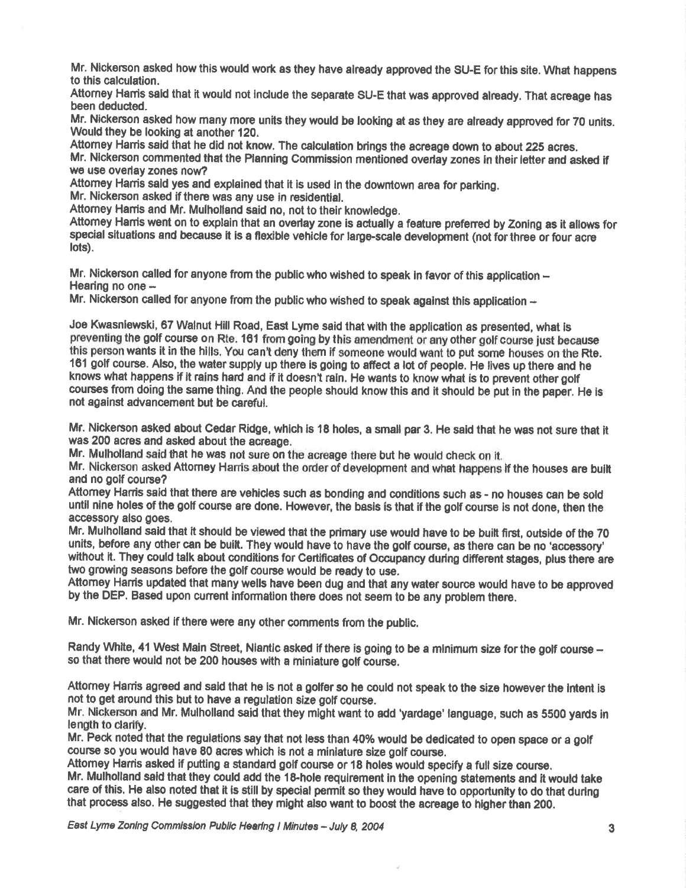Mr. Nickerson asked how this would work as they have already approved the SU-E for this site. What happens to this calculation.

Attorney Harris said that it would not include the separate SU-E that was approved already. That acreage has been deducted.

Mr. Nickerson asked how many more units they would be looking at as they are already approved for 70 units. Would they be looking at another 120.

Attorney Harris said that he did not know. The calculation brings the acreage down to about 225 acres.

Mr. Nickerson commented that the Planning Commission mentioned overlay zones in their letter and asked if we use overlay zones now?

Attorney Harris said yes and explained that it is used in the downtown area for parking.

Mr. Nickerson asked if there was any use in residential.

Attorney Harris and Mr. Mulholland said no, not to their knowledge.

Attorney Harris went on to explain that an overlay zone is actually a feature preferred by Zoning as it allows for special situations and because it is a flexible vehicle for large-scale development (not for three or four acre lots).

Mr. Nickerson called for anyone from the public who wished to speak in favor of this application –
Hearing no one –

Mr. Nickerson called for anyone from the public who wished to speak against this application –

Joe Kwasniewski, 67 Walnut Hill Road, East Lyme said that with the application as presented, what is preventing the golf course on Rte. 161 from going by this amendment or any other golf course just because this person wants it in the hills. You can't deny them if someone would want to put some houses on the Rte. 161 golf course. Also, the water supply up there is going to affect a lot of people. He lives up there and he knows what happens if it rains hard and if it doesn't rain. He wants to know what is to prevent other golf courses from doing the same thing. And the people should know this and it should be put in the paper. He is not against advancement but be careful.

Mr. Nickerson asked about Cedar Ridge, which is 18 holes, a small par 3. He said that he was not sure that it was 200 acres and asked about the acreage.

Mr. Mulholland said that he was not sure on the acreage there but he would check on it.

Mr. Nickerson asked Attorney Harris about the order of development and what happens if the houses are built and no golf course?

Attorney Harris said that there are vehicles such as bonding and conditions such as - no houses can be sold until nine holes of the golf course are done. However, the basis is that if the golf course is not done, then the accessory also goes.

Mr. Mulholland said that it should be viewed that the primary use would have to be built first, outside of the 70 units, before any other can be built. They would have to have the golf course, as there can be no 'accessory' without it. They could talk about conditions for Certificates of Occupancy during different stages, plus there are two growing seasons before the golf course would be ready to use.

Attorney Harris updated that many wells have been dug and that any water source would have to be approved by the DEP. Based upon current information there does not seem to be any problem there.

Mr. Nickerson asked if there were any other comments from the public.

Randy White, 41 West Main Street, Niantic asked if there is going to be a minimum size for the golf course – so that there would not be 200 houses with a miniature golf course.

Attorney Harris agreed and said that he is not a golfer so he could not speak to the size however the intent is not to get around this but to have a regulation size golf course.

Mr. Nickerson and Mr. Mulholland said that they might want to add 'yardage' language, such as 5500 yards in length to clarify.

Mr. Peck noted that the regulations say that not less than 40% would be dedicated to open space or a golf course so you would have 80 acres which is not a miniature size golf course.

Attorney Harris asked if putting a standard golf course or 18 holes would specify a full size course.

Mr. Mulholland said that they could add the 18-hole requirement in the opening statements and it would take care of this. He also noted that it is still by special permit so they would have to opportunity to do that during that process also. He suggested that they might also want to boost the acreage to higher than 200.

*East Lyme Zoning Commission Public Hearing I Minutes – July 8, 2004*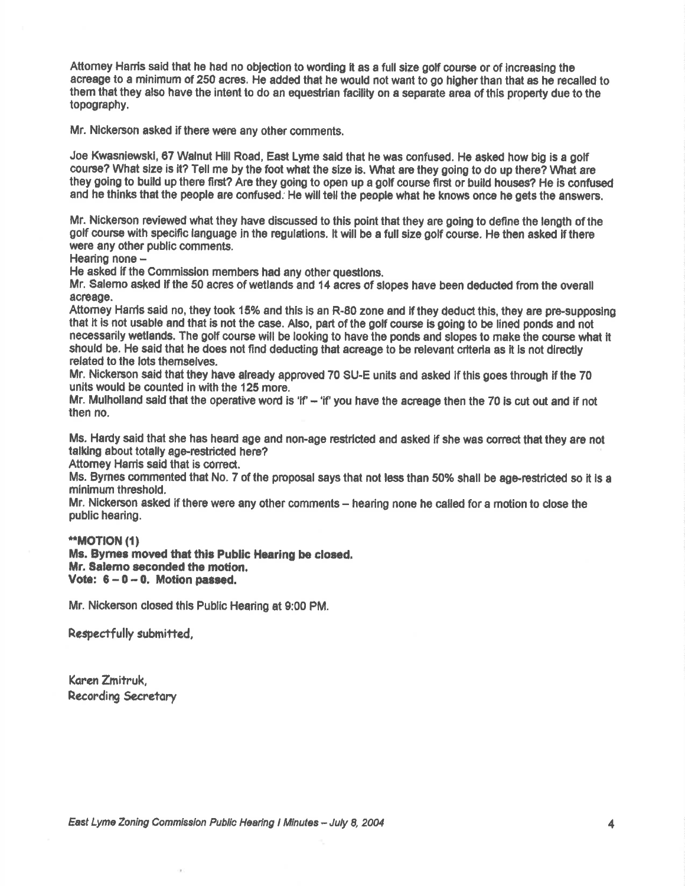Attorney Harris said that he had no objection to wording it as a full size golf course or of increasing the acreage to a minimum of 250 acres. He added that he would not want to go higher than that as he recalled to them that they also have the intent to do an equestrian facility on a separate area of this property due to the topography.

Mr. Nickerson asked if there were any other comments.

Joe Kwasniewski, 67 Walnut Hill Road, East Lyme said that he was confused. He asked how big is a golf course? What size is it? Tell me by the foot what the size is. What are they going to do up there? What are they going to build up there first? Are they going to open up a golf course first or build houses? He is confused and he thinks that the people are confused. He will tell the people what he knows once he gets the answers.

Mr. Nickerson reviewed what they have discussed to this point that they are going to define the length of the golf course with specific language in the regulations. It will be a full size golf course. He then asked if there were any other public comments.
Hearing none –
He asked if the Commission members had any other questions.
Mr. Salerno asked if the 50 acres of wetlands and 14 acres of slopes have been deducted from the overall acreage.
Attorney Harris said no, they took 15% and this is an R-80 zone and if they deduct this, they are pre-supposing that it is not usable and that is not the case. Also, part of the golf course is going to be lined ponds and not necessarily wetlands. The golf course will be looking to have the ponds and slopes to make the course what it should be. He said that he does not find deducting that acreage to be relevant criteria as it is not directly related to the lots themselves.
Mr. Nickerson said that they have already approved 70 SU-E units and asked if this goes through if the 70 units would be counted in with the 125 more.
Mr. Mulholland said that the operative word is 'if' – 'if' you have the acreage then the 70 is cut out and if not then no.

Ms. Hardy said that she has heard age and non-age restricted and asked if she was correct that they are not talking about totally age-restricted here?
Attorney Harris said that is correct.
Ms. Byrnes commented that No. 7 of the proposal says that not less than 50% shall be age-restricted so it is a minimum threshold.
Mr. Nickerson asked if there were any other comments – hearing none he called for a motion to close the public hearing.

**\*\*MOTION (1)**
**Ms. Byrnes moved that this Public Hearing be closed.**
**Mr. Salerno seconded the motion.**
**Vote: 6 – 0 – 0. Motion passed.**

Mr. Nickerson closed this Public Hearing at 9:00 PM.

Respectfully submitted,

Karen Zmitruk,
Recording Secretary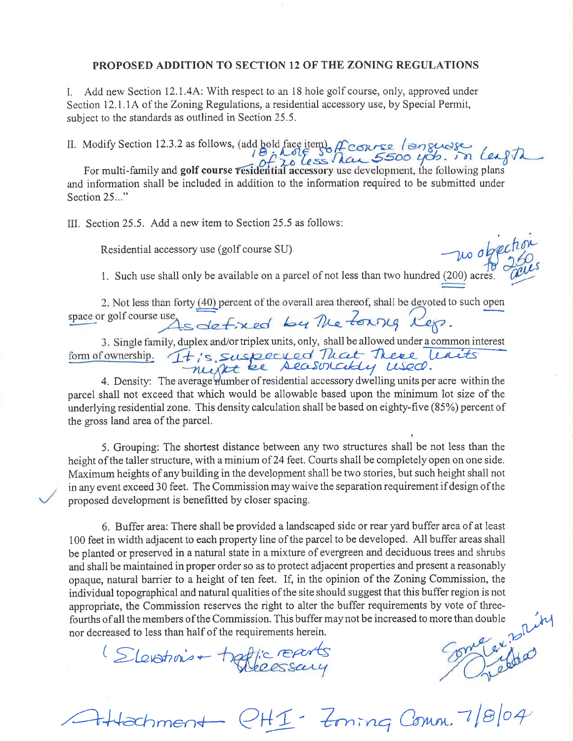# PROPOSED ADDITION TO SECTION 12 OF THE ZONING REGULATIONS

I. Add new Section 12.1.4A: With respect to an 18 hole golf course, only, approved under Section 12.1.1A of the Zoning Regulations, a residential accessory use, by Special Permit, subject to the standards as outlined in Section 25.5.

II. Modify Section 12.3.2 as follows, (add bold face item). *Recourse language 18 hole so course of no less than 5500 yds. in length*

For multi-family and **golf course residential accessory** use development, the following plans and information shall be included in addition to the information required to be submitted under Section 25..."

III. Section 25.5. Add a new item to Section 25.5 as follows:

Residential accessory use (golf course SU)

1. Such use shall only be available on a parcel of not less than two hundred (200) acres. *no objection to 250 acres*

2. Not less than forty (40) percent of the overall area thereof, shall be devoted to such open space or golf course use. *As defined by the Zoning Reg.*

3. Single family, duplex and/or triplex units, only, shall be allowed under a common interest form of ownership. *It is suspected that these units might be seasonally used.*

4. Density: The average number of residential accessory dwelling units per acre within the parcel shall not exceed that which would be allowable based upon the minimum lot size of the underlying residential zone. This density calculation shall be based on eighty-five (85%) percent of the gross land area of the parcel.

5. Grouping: The shortest distance between any two structures shall be not less than the height of the taller structure, with a minium of 24 feet. Courts shall be completely open on one side. Maximum heights of any building in the development shall be two stories, but such height shall not in any event exceed 30 feet. The Commission may waive the separation requirement if design of the proposed development is benefitted by closer spacing. ✓

6. Buffer area: There shall be provided a landscaped side or rear yard buffer area of at least 100 feet in width adjacent to each property line of the parcel to be developed. All buffer areas shall be planted or preserved in a natural state in a mixture of evergreen and deciduous trees and shrubs and shall be maintained in proper order so as to protect adjacent properties and present a reasonably opaque, natural barrier to a height of ten feet. If, in the opinion of the Zoning Commission, the individual topographical and natural qualities of the site should suggest that this buffer region is not appropriate, the Commission reserves the right to alter the buffer requirements by vote of three-fourths of all the members of the Commission. This buffer may not be increased to more than double nor decreased to less than half of the requirements herein.

*(Elevations + traffic reports necessary*

*Some flexibility needed*

*Attachment PH I - Zoning Comm. 7/8/04*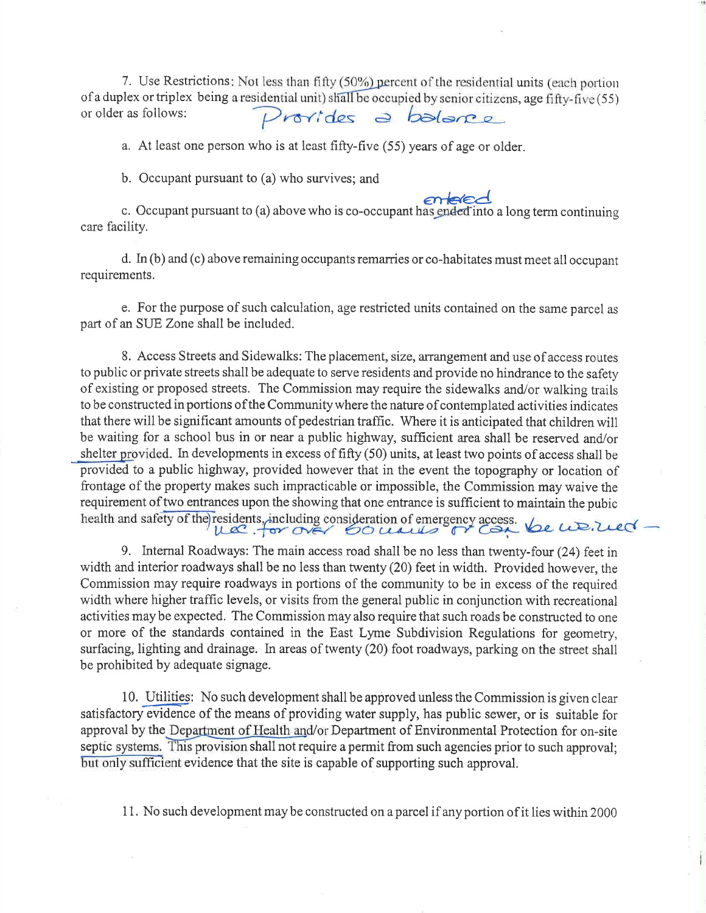7. Use Restrictions: Not less than fifty (50%) percent of the residential units (each portion of a duplex or triplex being a residential unit) shall be occupied by senior citizens, age fifty-five (55) or older as follows: Provides a balance

a. At least one person who is at least fifty-five (55) years of age or older.

b. Occupant pursuant to (a) who survives; and

c. Occupant pursuant to (a) above who is co-occupant has ~~ended~~ entered into a long term continuing care facility.

d. In (b) and (c) above remaining occupants remarries or co-habitates must meet all occupant requirements.

e. For the purpose of such calculation, age restricted units contained on the same parcel as part of an SUE Zone shall be included.

8. Access Streets and Sidewalks: The placement, size, arrangement and use of access routes to public or private streets shall be adequate to serve residents and provide no hindrance to the safety of existing or proposed streets. The Commission may require the sidewalks and/or walking trails to be constructed in portions of the Community where the nature of contemplated activities indicates that there will be significant amounts of pedestrian traffic. Where it is anticipated that children will be waiting for a school bus in or near a public highway, sufficient area shall be reserved and/or shelter provided. In developments in excess of fifty (50) units, at least two points of access shall be provided to a public highway, provided however that in the event the topography or location of frontage of the property makes such impracticable or impossible, the Commission may waive the requirement of two entrances upon the showing that one entrance is sufficient to maintain the pubic health and safety of the residents, including consideration of emergency access. use for over 50 units or can be waived –

9. Internal Roadways: The main access road shall be no less than twenty-four (24) feet in width and interior roadways shall be no less than twenty (20) feet in width. Provided however, the Commission may require roadways in portions of the community to be in excess of the required width where higher traffic levels, or visits from the general public in conjunction with recreational activities may be expected. The Commission may also require that such roads be constructed to one or more of the standards contained in the East Lyme Subdivision Regulations for geometry, surfacing, lighting and drainage. In areas of twenty (20) foot roadways, parking on the street shall be prohibited by adequate signage.

10. Utilities: No such development shall be approved unless the Commission is given clear satisfactory evidence of the means of providing water supply, has public sewer, or is suitable for approval by the Department of Health and/or Department of Environmental Protection for on-site septic systems. This provision shall not require a permit from such agencies prior to such approval; but only sufficient evidence that the site is capable of supporting such approval.

11. No such development may be constructed on a parcel if any portion of it lies within 2000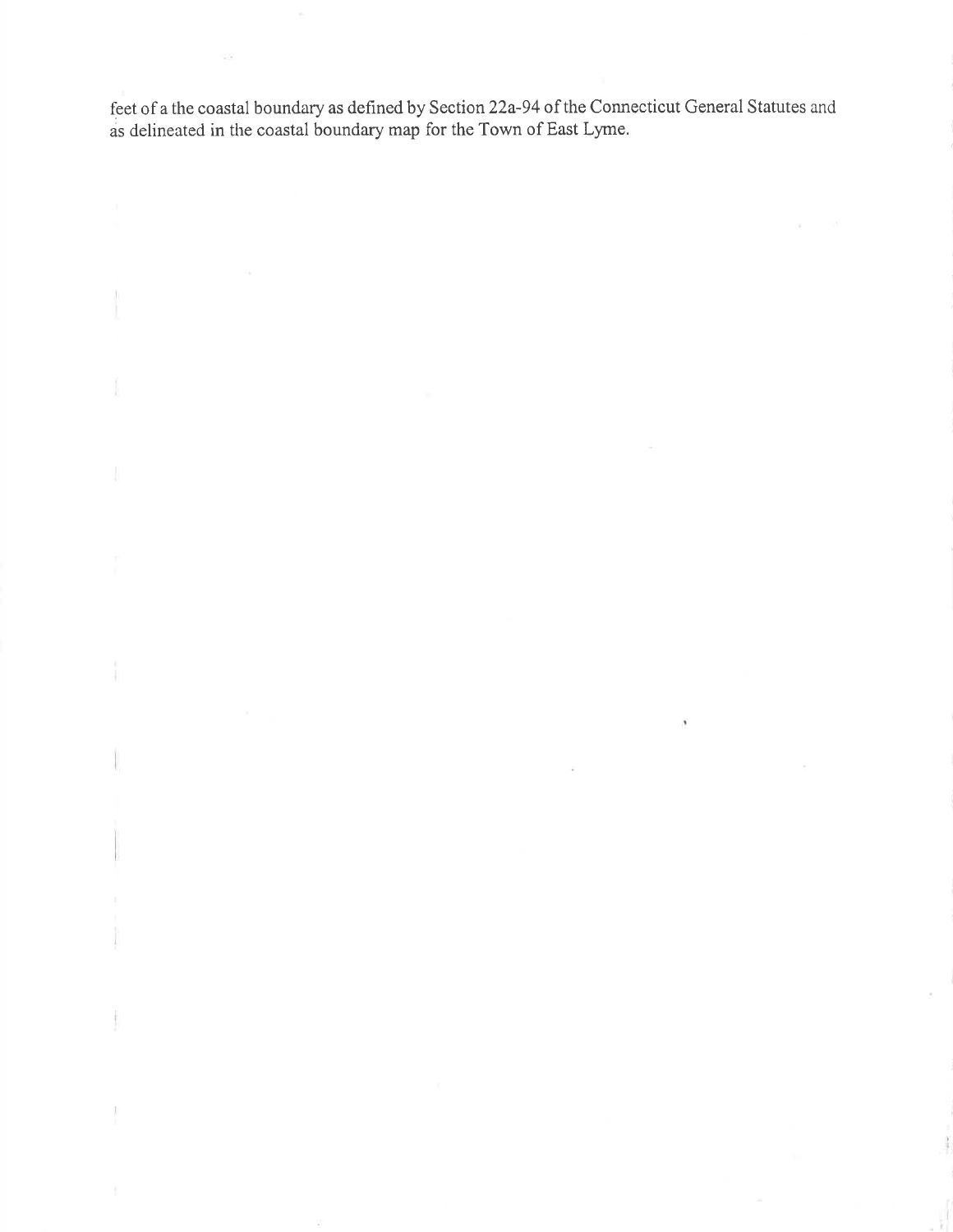feet of a the coastal boundary as defined by Section 22a-94 of the Connecticut General Statutes and as delineated in the coastal boundary map for the Town of East Lyme.